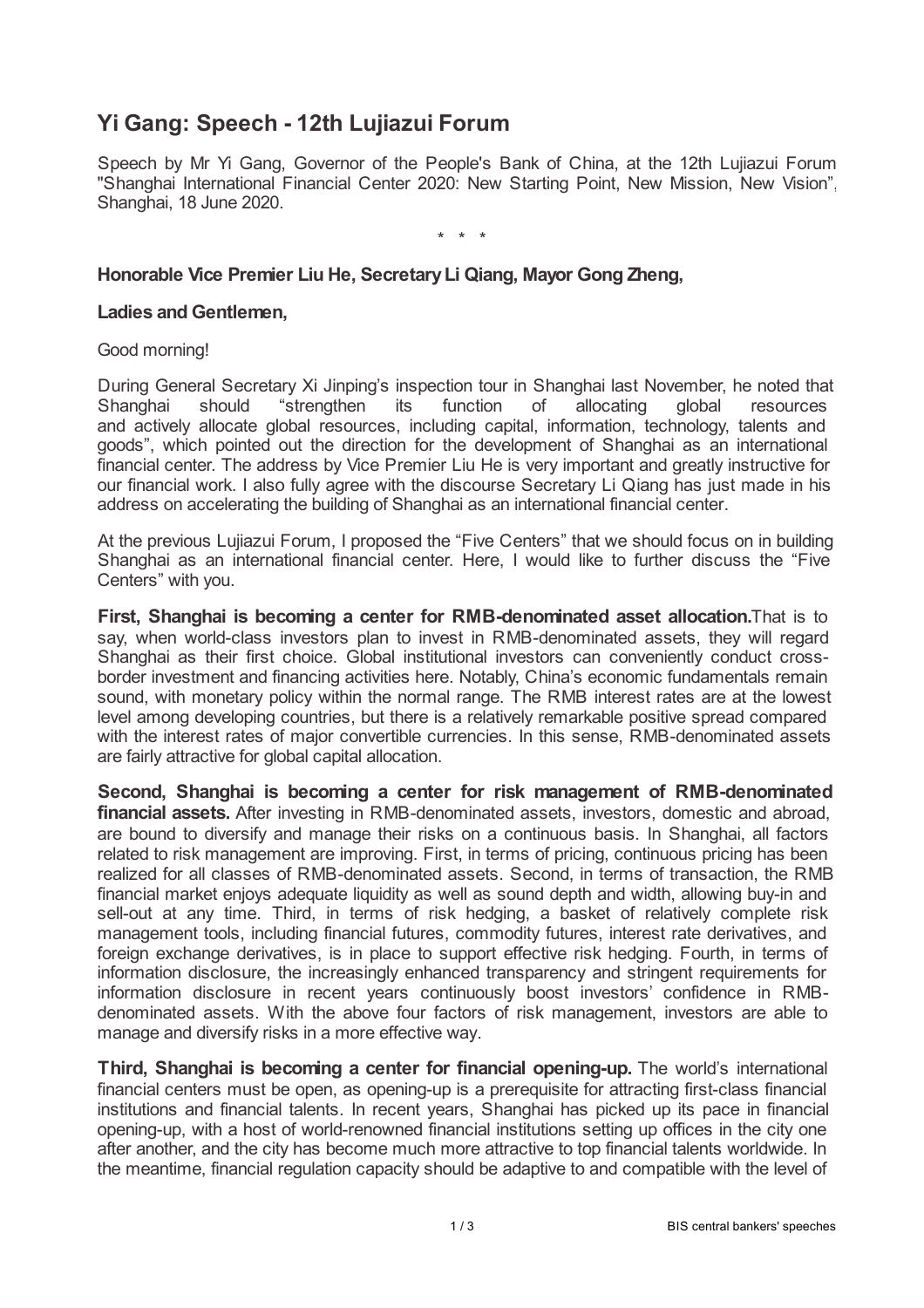# Yi Gang: Speech - 12th Lujiazui Forum

Speech by Mr Yi Gang, Governor of the People's Bank of China, at the 12th Lujiazui Forum "Shanghai International Financial Center 2020: New Starting Point, New Mission, New Vision", Shanghai, 18 June 2020.

\* \* \*

**Honorable Vice Premier Liu He, Secretary Li Qiang, Mayor Gong Zheng,**

**Ladies and Gentlemen,**

Good morning!

During General Secretary Xi Jinping's inspection tour in Shanghai last November, he noted that Shanghai should "strengthen its function of allocating global resources and actively allocate global resources, including capital, information, technology, talents and goods", which pointed out the direction for the development of Shanghai as an international financial center. The address by Vice Premier Liu He is very important and greatly instructive for our financial work. I also fully agree with the discourse Secretary Li Qiang has just made in his address on accelerating the building of Shanghai as an international financial center.

At the previous Lujiazui Forum, I proposed the "Five Centers" that we should focus on in building Shanghai as an international financial center. Here, I would like to further discuss the "Five Centers" with you.

**First, Shanghai is becoming a center for RMB-denominated asset allocation.** That is to say, when world-class investors plan to invest in RMB-denominated assets, they will regard Shanghai as their first choice. Global institutional investors can conveniently conduct cross-border investment and financing activities here. Notably, China's economic fundamentals remain sound, with monetary policy within the normal range. The RMB interest rates are at the lowest level among developing countries, but there is a relatively remarkable positive spread compared with the interest rates of major convertible currencies. In this sense, RMB-denominated assets are fairly attractive for global capital allocation.

**Second, Shanghai is becoming a center for risk management of RMB-denominated financial assets.** After investing in RMB-denominated assets, investors, domestic and abroad, are bound to diversify and manage their risks on a continuous basis. In Shanghai, all factors related to risk management are improving. First, in terms of pricing, continuous pricing has been realized for all classes of RMB-denominated assets. Second, in terms of transaction, the RMB financial market enjoys adequate liquidity as well as sound depth and width, allowing buy-in and sell-out at any time. Third, in terms of risk hedging, a basket of relatively complete risk management tools, including financial futures, commodity futures, interest rate derivatives, and foreign exchange derivatives, is in place to support effective risk hedging. Fourth, in terms of information disclosure, the increasingly enhanced transparency and stringent requirements for information disclosure in recent years continuously boost investors' confidence in RMB-denominated assets. With the above four factors of risk management, investors are able to manage and diversify risks in a more effective way.

**Third, Shanghai is becoming a center for financial opening-up.** The world's international financial centers must be open, as opening-up is a prerequisite for attracting first-class financial institutions and financial talents. In recent years, Shanghai has picked up its pace in financial opening-up, with a host of world-renowned financial institutions setting up offices in the city one after another, and the city has become much more attractive to top financial talents worldwide. In the meantime, financial regulation capacity should be adaptive to and compatible with the level of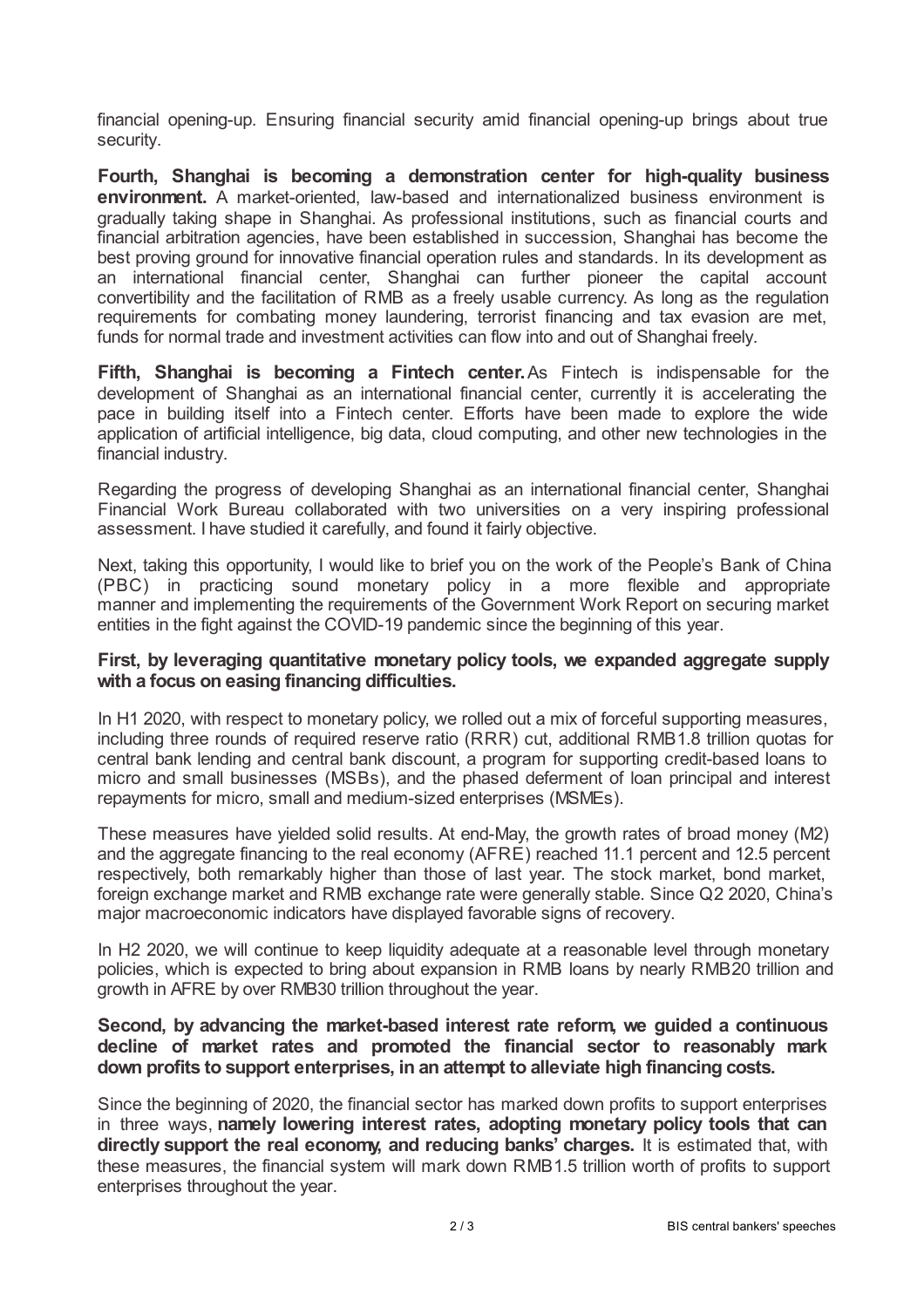financial opening-up. Ensuring financial security amid financial opening-up brings about true security.

**Fourth, Shanghai is becoming a demonstration center for high-quality business environment.** A market-oriented, law-based and internationalized business environment is gradually taking shape in Shanghai. As professional institutions, such as financial courts and financial arbitration agencies, have been established in succession, Shanghai has become the best proving ground for innovative financial operation rules and standards. In its development as an international financial center, Shanghai can further pioneer the capital account convertibility and the facilitation of RMB as a freely usable currency. As long as the regulation requirements for combating money laundering, terrorist financing and tax evasion are met, funds for normal trade and investment activities can flow into and out of Shanghai freely.

**Fifth, Shanghai is becoming a Fintech center.** As Fintech is indispensable for the development of Shanghai as an international financial center, currently it is accelerating the pace in building itself into a Fintech center. Efforts have been made to explore the wide application of artificial intelligence, big data, cloud computing, and other new technologies in the financial industry.

Regarding the progress of developing Shanghai as an international financial center, Shanghai Financial Work Bureau collaborated with two universities on a very inspiring professional assessment. I have studied it carefully, and found it fairly objective.

Next, taking this opportunity, I would like to brief you on the work of the People's Bank of China (PBC) in practicing sound monetary policy in a more flexible and appropriate manner and implementing the requirements of the Government Work Report on securing market entities in the fight against the COVID-19 pandemic since the beginning of this year.

**First, by leveraging quantitative monetary policy tools, we expanded aggregate supply with a focus on easing financing difficulties.**

In H1 2020, with respect to monetary policy, we rolled out a mix of forceful supporting measures, including three rounds of required reserve ratio (RRR) cut, additional RMB1.8 trillion quotas for central bank lending and central bank discount, a program for supporting credit-based loans to micro and small businesses (MSBs), and the phased deferment of loan principal and interest repayments for micro, small and medium-sized enterprises (MSMEs).

These measures have yielded solid results. At end-May, the growth rates of broad money (M2) and the aggregate financing to the real economy (AFRE) reached 11.1 percent and 12.5 percent respectively, both remarkably higher than those of last year. The stock market, bond market, foreign exchange market and RMB exchange rate were generally stable. Since Q2 2020, China's major macroeconomic indicators have displayed favorable signs of recovery.

In H2 2020, we will continue to keep liquidity adequate at a reasonable level through monetary policies, which is expected to bring about expansion in RMB loans by nearly RMB20 trillion and growth in AFRE by over RMB30 trillion throughout the year.

**Second, by advancing the market-based interest rate reform, we guided a continuous decline of market rates and promoted the financial sector to reasonably mark down profits to support enterprises, in an attempt to alleviate high financing costs.**

Since the beginning of 2020, the financial sector has marked down profits to support enterprises in three ways, **namely lowering interest rates, adopting monetary policy tools that can directly support the real economy, and reducing banks' charges.** It is estimated that, with these measures, the financial system will mark down RMB1.5 trillion worth of profits to support enterprises throughout the year.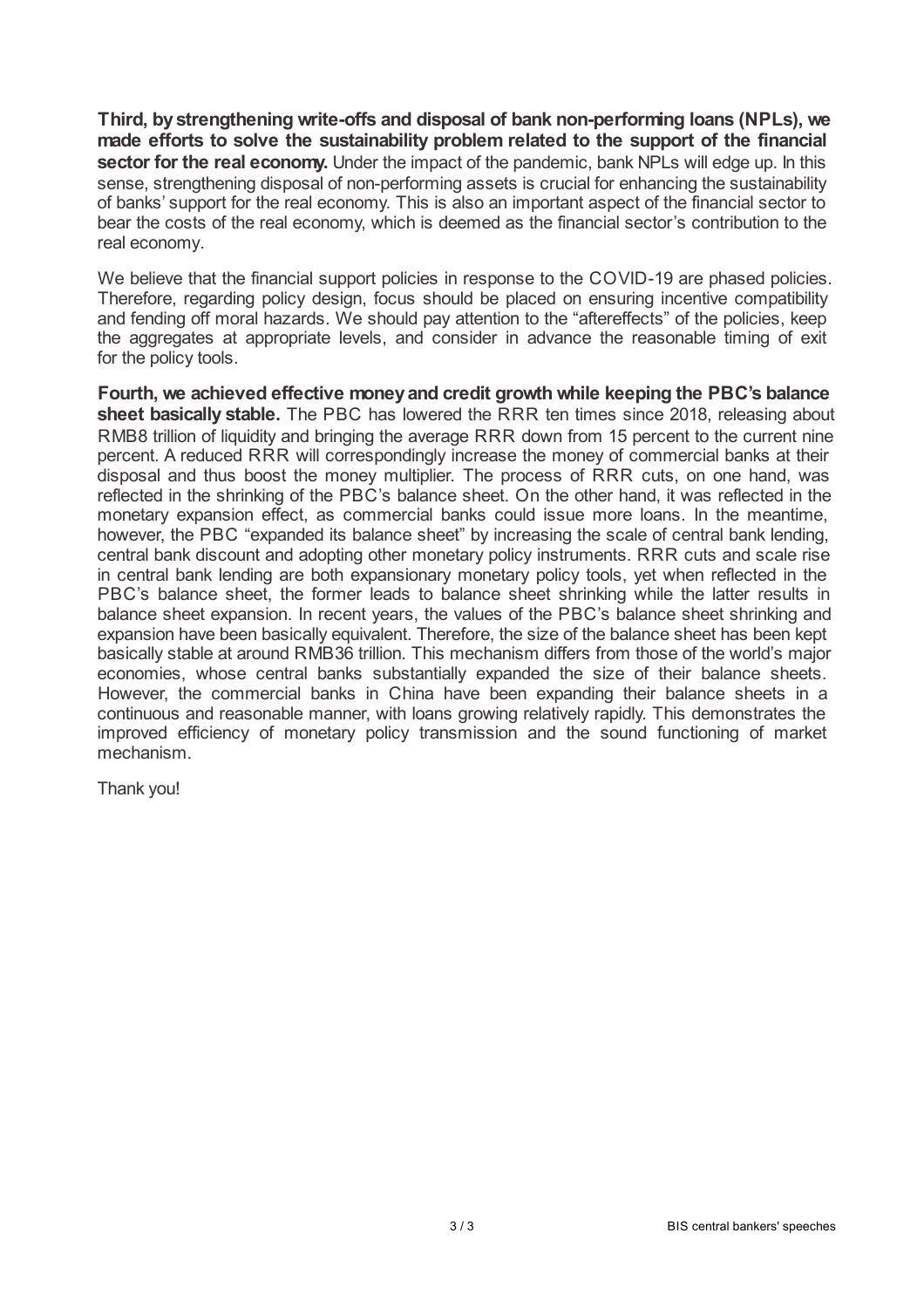**Third, by strengthening write-offs and disposal of bank non-performing loans (NPLs), we made efforts to solve the sustainability problem related to the support of the financial sector for the real economy.** Under the impact of the pandemic, bank NPLs will edge up. In this sense, strengthening disposal of non-performing assets is crucial for enhancing the sustainability of banks' support for the real economy. This is also an important aspect of the financial sector to bear the costs of the real economy, which is deemed as the financial sector's contribution to the real economy.

We believe that the financial support policies in response to the COVID-19 are phased policies. Therefore, regarding policy design, focus should be placed on ensuring incentive compatibility and fending off moral hazards. We should pay attention to the "aftereffects" of the policies, keep the aggregates at appropriate levels, and consider in advance the reasonable timing of exit for the policy tools.

**Fourth, we achieved effective money and credit growth while keeping the PBC's balance sheet basically stable.** The PBC has lowered the RRR ten times since 2018, releasing about RMB8 trillion of liquidity and bringing the average RRR down from 15 percent to the current nine percent. A reduced RRR will correspondingly increase the money of commercial banks at their disposal and thus boost the money multiplier. The process of RRR cuts, on one hand, was reflected in the shrinking of the PBC's balance sheet. On the other hand, it was reflected in the monetary expansion effect, as commercial banks could issue more loans. In the meantime, however, the PBC "expanded its balance sheet" by increasing the scale of central bank lending, central bank discount and adopting other monetary policy instruments. RRR cuts and scale rise in central bank lending are both expansionary monetary policy tools, yet when reflected in the PBC's balance sheet, the former leads to balance sheet shrinking while the latter results in balance sheet expansion. In recent years, the values of the PBC's balance sheet shrinking and expansion have been basically equivalent. Therefore, the size of the balance sheet has been kept basically stable at around RMB36 trillion. This mechanism differs from those of the world's major economies, whose central banks substantially expanded the size of their balance sheets. However, the commercial banks in China have been expanding their balance sheets in a continuous and reasonable manner, with loans growing relatively rapidly. This demonstrates the improved efficiency of monetary policy transmission and the sound functioning of market mechanism.

Thank you!